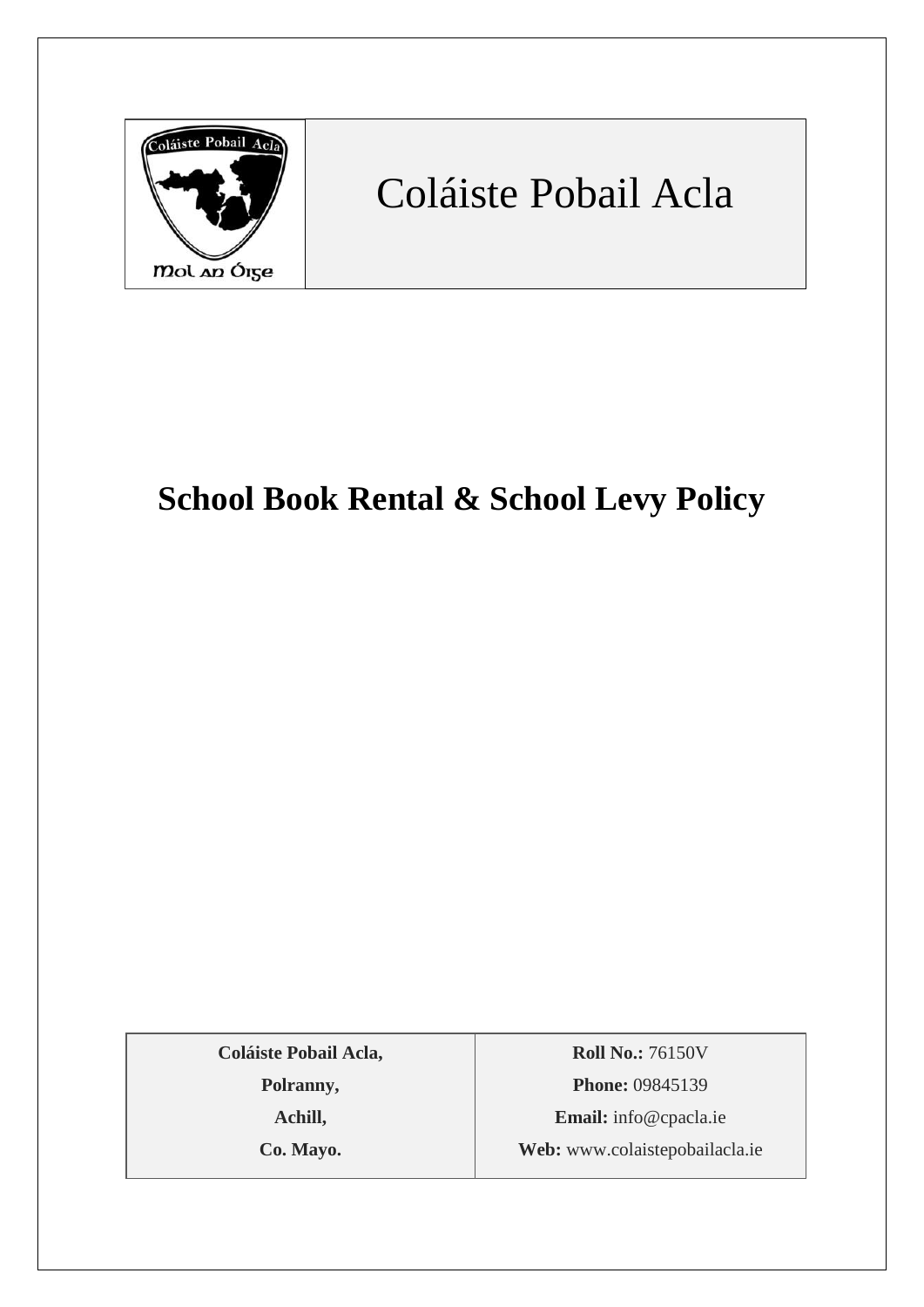| | Coláiste Pobail Acla |
|---|---|

# School Book Rental & School Levy Policy

| **Coláiste Pobail Acla,** | **Roll No.:** 76150V |
|---|---|
| **Polranny,** | **Phone:** 09845139 |
| **Achill,** | **Email:** info@cpacla.ie |
| **Co. Mayo.** | **Web:** www.colaistepobailacla.ie |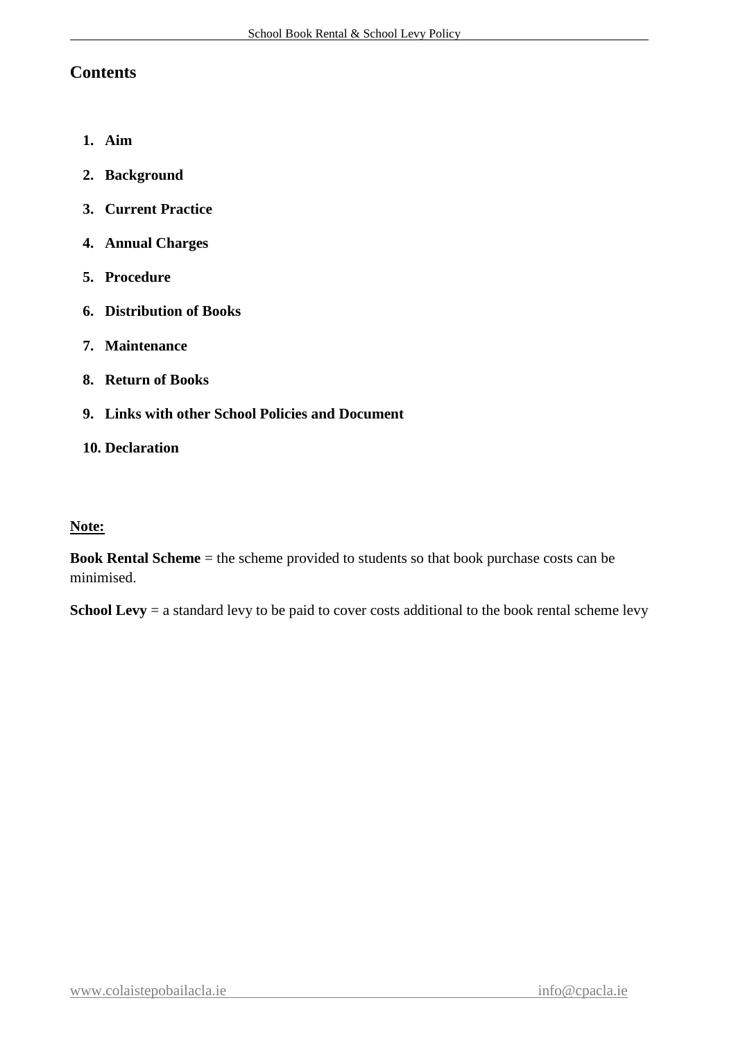## Contents

1. **Aim**
2. **Background**
3. **Current Practice**
4. **Annual Charges**
5. **Procedure**
6. **Distribution of Books**
7. **Maintenance**
8. **Return of Books**
9. **Links with other School Policies and Document**
10. **Declaration**

**Note:**

**Book Rental Scheme** = the scheme provided to students so that book purchase costs can be minimised.

**School Levy** = a standard levy to be paid to cover costs additional to the book rental scheme levy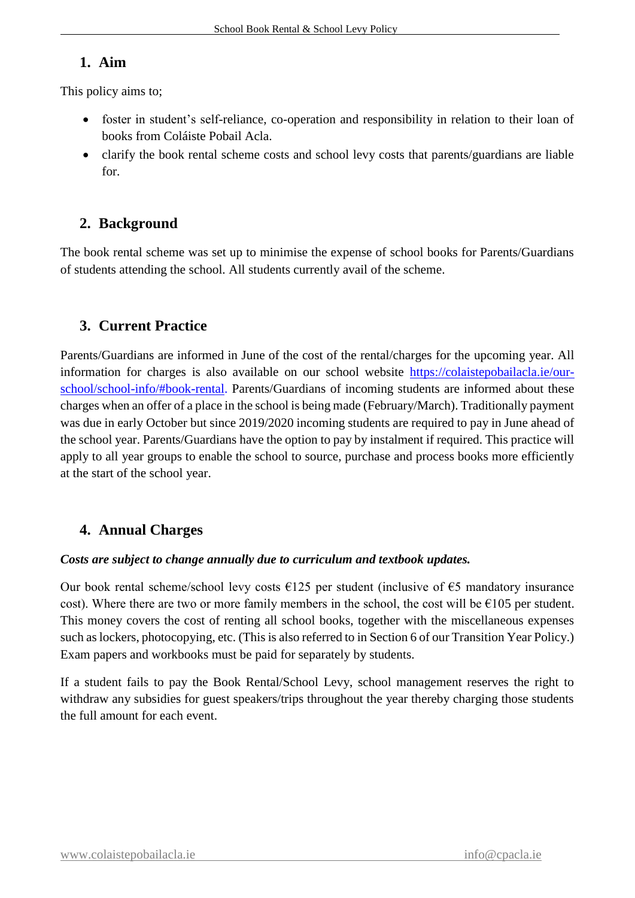## 1. Aim

This policy aims to;

- foster in student's self-reliance, co-operation and responsibility in relation to their loan of books from Coláiste Pobail Acla.
- clarify the book rental scheme costs and school levy costs that parents/guardians are liable for.

## 2. Background

The book rental scheme was set up to minimise the expense of school books for Parents/Guardians of students attending the school. All students currently avail of the scheme.

## 3. Current Practice

Parents/Guardians are informed in June of the cost of the rental/charges for the upcoming year. All information for charges is also available on our school website [https://colaistepobailacla.ie/our-school/school-info/#book-rental](https://colaistepobailacla.ie/our-school/school-info/#book-rental). Parents/Guardians of incoming students are informed about these charges when an offer of a place in the school is being made (February/March). Traditionally payment was due in early October but since 2019/2020 incoming students are required to pay in June ahead of the school year. Parents/Guardians have the option to pay by instalment if required. This practice will apply to all year groups to enable the school to source, purchase and process books more efficiently at the start of the school year.

## 4. Annual Charges

***Costs are subject to change annually due to curriculum and textbook updates.***

Our book rental scheme/school levy costs €125 per student (inclusive of €5 mandatory insurance cost). Where there are two or more family members in the school, the cost will be €105 per student. This money covers the cost of renting all school books, together with the miscellaneous expenses such as lockers, photocopying, etc. (This is also referred to in Section 6 of our Transition Year Policy.) Exam papers and workbooks must be paid for separately by students.

If a student fails to pay the Book Rental/School Levy, school management reserves the right to withdraw any subsidies for guest speakers/trips throughout the year thereby charging those students the full amount for each event.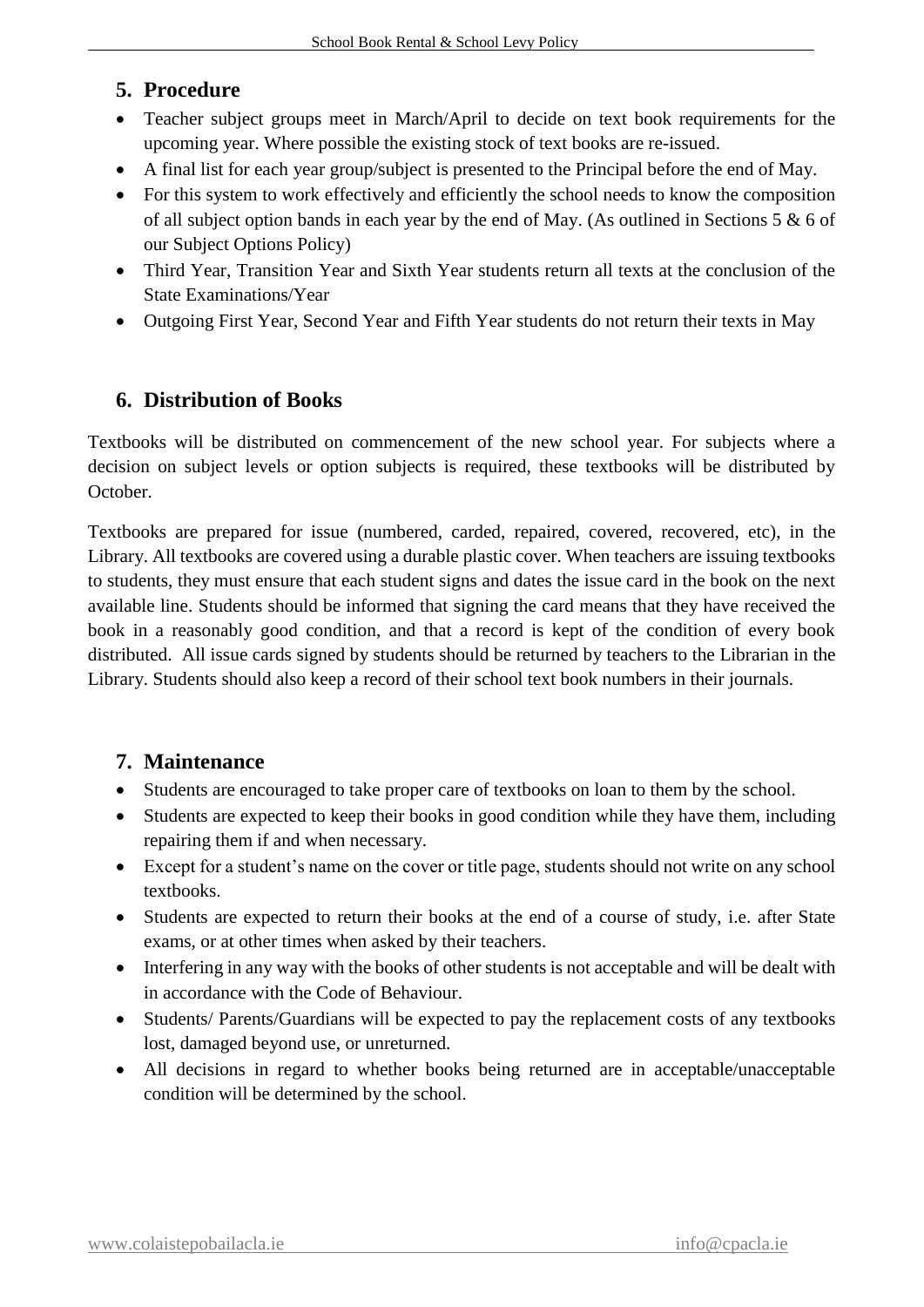## 5. Procedure

- Teacher subject groups meet in March/April to decide on text book requirements for the upcoming year. Where possible the existing stock of text books are re-issued.
- A final list for each year group/subject is presented to the Principal before the end of May.
- For this system to work effectively and efficiently the school needs to know the composition of all subject option bands in each year by the end of May. (As outlined in Sections 5 & 6 of our Subject Options Policy)
- Third Year, Transition Year and Sixth Year students return all texts at the conclusion of the State Examinations/Year
- Outgoing First Year, Second Year and Fifth Year students do not return their texts in May

## 6. Distribution of Books

Textbooks will be distributed on commencement of the new school year. For subjects where a decision on subject levels or option subjects is required, these textbooks will be distributed by October.

Textbooks are prepared for issue (numbered, carded, repaired, covered, recovered, etc), in the Library. All textbooks are covered using a durable plastic cover. When teachers are issuing textbooks to students, they must ensure that each student signs and dates the issue card in the book on the next available line. Students should be informed that signing the card means that they have received the book in a reasonably good condition, and that a record is kept of the condition of every book distributed. All issue cards signed by students should be returned by teachers to the Librarian in the Library. Students should also keep a record of their school text book numbers in their journals.

## 7. Maintenance

- Students are encouraged to take proper care of textbooks on loan to them by the school.
- Students are expected to keep their books in good condition while they have them, including repairing them if and when necessary.
- Except for a student's name on the cover or title page, students should not write on any school textbooks.
- Students are expected to return their books at the end of a course of study, i.e. after State exams, or at other times when asked by their teachers.
- Interfering in any way with the books of other students is not acceptable and will be dealt with in accordance with the Code of Behaviour.
- Students/ Parents/Guardians will be expected to pay the replacement costs of any textbooks lost, damaged beyond use, or unreturned.
- All decisions in regard to whether books being returned are in acceptable/unacceptable condition will be determined by the school.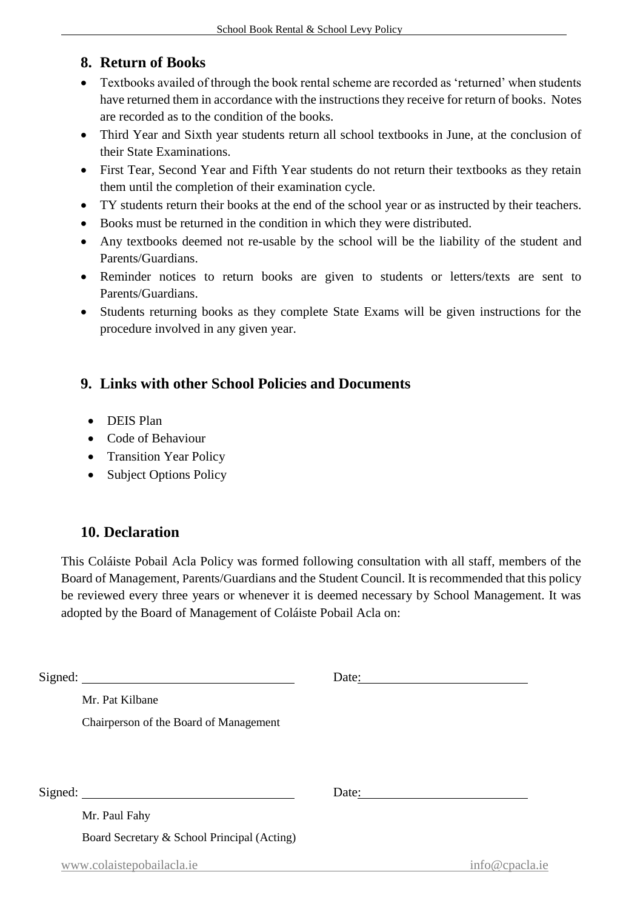## 8. Return of Books

- Textbooks availed of through the book rental scheme are recorded as 'returned' when students have returned them in accordance with the instructions they receive for return of books. Notes are recorded as to the condition of the books.
- Third Year and Sixth year students return all school textbooks in June, at the conclusion of their State Examinations.
- First Tear, Second Year and Fifth Year students do not return their textbooks as they retain them until the completion of their examination cycle.
- TY students return their books at the end of the school year or as instructed by their teachers.
- Books must be returned in the condition in which they were distributed.
- Any textbooks deemed not re-usable by the school will be the liability of the student and Parents/Guardians.
- Reminder notices to return books are given to students or letters/texts are sent to Parents/Guardians.
- Students returning books as they complete State Exams will be given instructions for the procedure involved in any given year.

## 9. Links with other School Policies and Documents

- DEIS Plan
- Code of Behaviour
- Transition Year Policy
- Subject Options Policy

## 10. Declaration

This Coláiste Pobail Acla Policy was formed following consultation with all staff, members of the Board of Management, Parents/Guardians and the Student Council. It is recommended that this policy be reviewed every three years or whenever it is deemed necessary by School Management. It was adopted by the Board of Management of Coláiste Pobail Acla on:

Signed: ______________________________ Date: ______________________

Mr. Pat Kilbane

Chairperson of the Board of Management

Signed: ______________________________ Date: ______________________

Mr. Paul Fahy

Board Secretary & School Principal (Acting)

www.colaistepobailacla.ie info@cpacla.ie